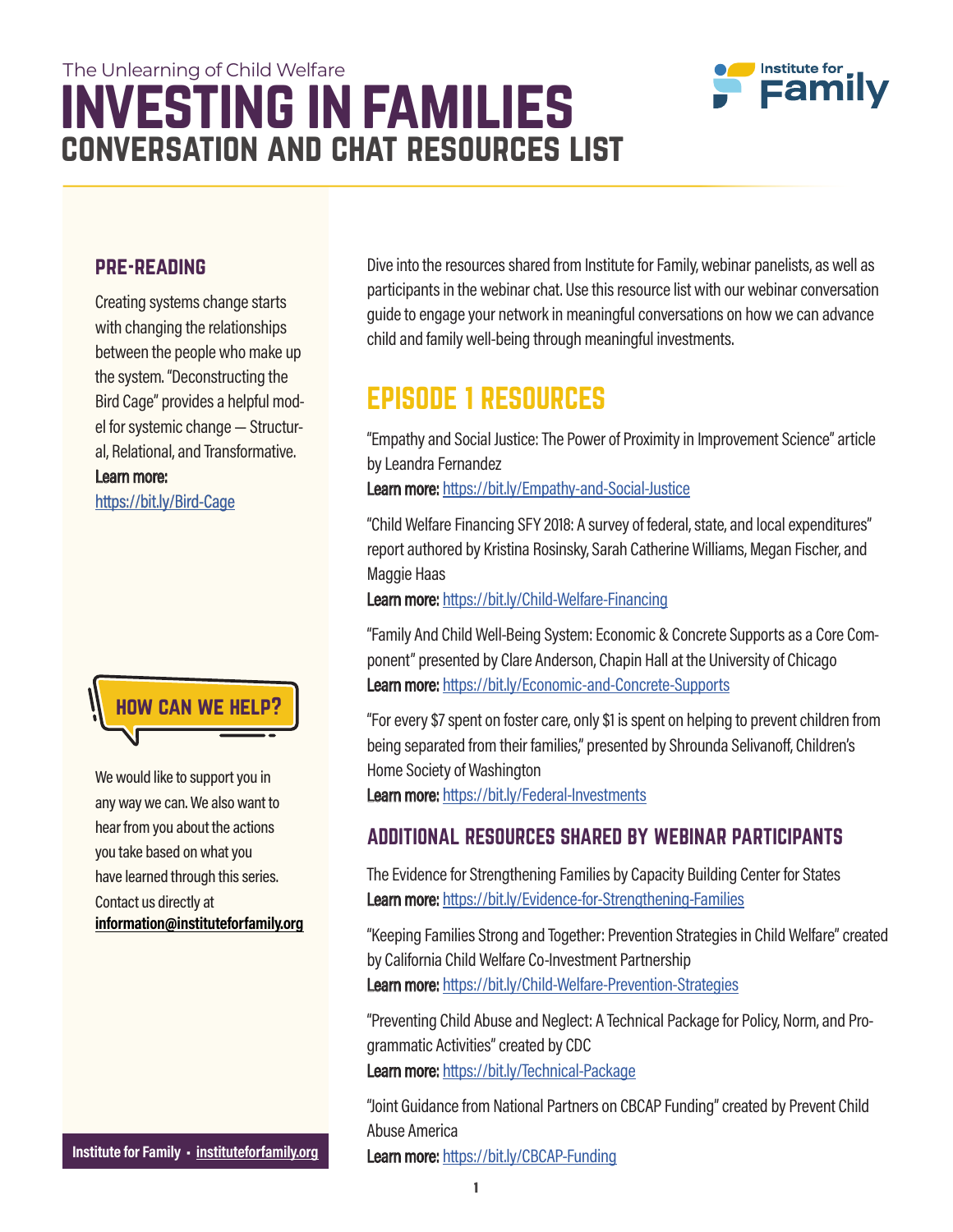The Unlearning of Child Welfare

# INVESTING IN FAMILIES

## CONVERSATION AND CHAT RESOURCES LIST

### PRE-READING

Creating systems change starts with changing the relationships between the people who make up the system. "Deconstructing the Bird Cage" provides a helpful model for systemic change — Structural, Relational, and Transformative.
**Learn more:**
https://bit.ly/Bird-Cage

### HOW CAN WE HELP?

We would like to support you in any way we can. We also want to hear from you about the actions you take based on what you have learned through this series. Contact us directly at **information@instituteforfamily.org**

Institute for Family • instituteforfamily.org

Dive into the resources shared from Institute for Family, webinar panelists, as well as participants in the webinar chat. Use this resource list with our webinar conversation guide to engage your network in meaningful conversations on how we can advance child and family well-being through meaningful investments.

## EPISODE 1 RESOURCES

"Empathy and Social Justice: The Power of Proximity in Improvement Science" article by Leandra Fernandez
**Learn more:** https://bit.ly/Empathy-and-Social-Justice

"Child Welfare Financing SFY 2018: A survey of federal, state, and local expenditures" report authored by Kristina Rosinsky, Sarah Catherine Williams, Megan Fischer, and Maggie Haas
**Learn more:** https://bit.ly/Child-Welfare-Financing

"Family And Child Well-Being System: Economic & Concrete Supports as a Core Component" presented by Clare Anderson, Chapin Hall at the University of Chicago
**Learn more:** https://bit.ly/Economic-and-Concrete-Supports

"For every $7 spent on foster care, only $1 is spent on helping to prevent children from being separated from their families," presented by Shrounda Selivanoff, Children's Home Society of Washington
**Learn more:** https://bit.ly/Federal-Investments

### ADDITIONAL RESOURCES SHARED BY WEBINAR PARTICIPANTS

The Evidence for Strengthening Families by Capacity Building Center for States
**Learn more:** https://bit.ly/Evidence-for-Strengthening-Families

"Keeping Families Strong and Together: Prevention Strategies in Child Welfare" created by California Child Welfare Co-Investment Partnership
**Learn more:** https://bit.ly/Child-Welfare-Prevention-Strategies

"Preventing Child Abuse and Neglect: A Technical Package for Policy, Norm, and Programmatic Activities" created by CDC
**Learn more:** https://bit.ly/Technical-Package

"Joint Guidance from National Partners on CBCAP Funding" created by Prevent Child Abuse America
**Learn more:** https://bit.ly/CBCAP-Funding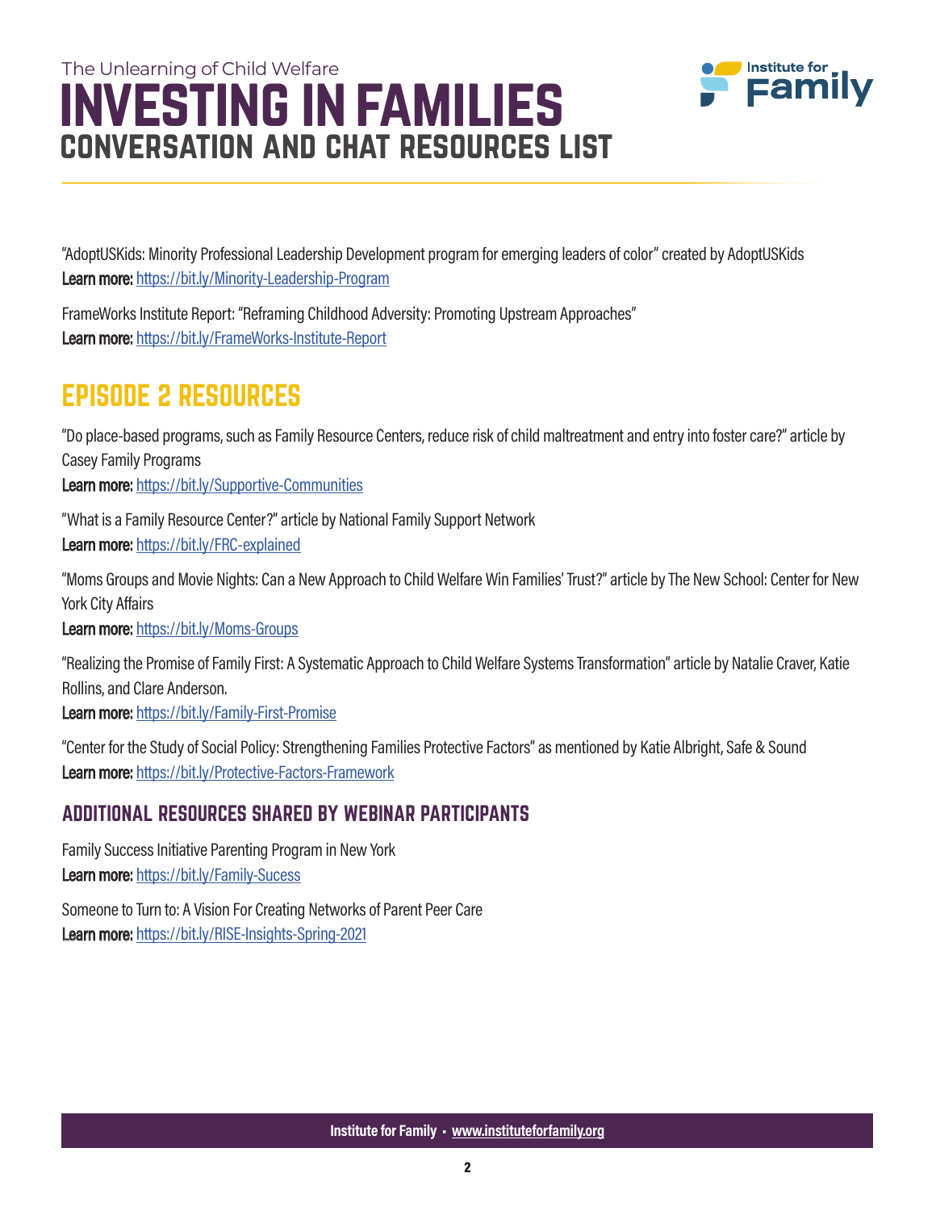"AdoptUSKids: Minority Professional Leadership Development program for emerging leaders of color" created by AdoptUSKids
**Learn more:** https://bit.ly/Minority-Leadership-Program

FrameWorks Institute Report: "Reframing Childhood Adversity: Promoting Upstream Approaches"
**Learn more:** https://bit.ly/FrameWorks-Institute-Report

## EPISODE 2 RESOURCES

"Do place-based programs, such as Family Resource Centers, reduce risk of child maltreatment and entry into foster care?" article by Casey Family Programs
**Learn more:** https://bit.ly/Supportive-Communities

"What is a Family Resource Center?" article by National Family Support Network
**Learn more:** https://bit.ly/FRC-explained

"Moms Groups and Movie Nights: Can a New Approach to Child Welfare Win Families' Trust?" article by The New School: Center for New York City Affairs
**Learn more:** https://bit.ly/Moms-Groups

"Realizing the Promise of Family First: A Systematic Approach to Child Welfare Systems Transformation" article by Natalie Craver, Katie Rollins, and Clare Anderson.
**Learn more:** https://bit.ly/Family-First-Promise

"Center for the Study of Social Policy: Strengthening Families Protective Factors" as mentioned by Katie Albright, Safe & Sound
**Learn more:** https://bit.ly/Protective-Factors-Framework

### ADDITIONAL RESOURCES SHARED BY WEBINAR PARTICIPANTS

Family Success Initiative Parenting Program in New York
**Learn more:** https://bit.ly/Family-Sucess

Someone to Turn to: A Vision For Creating Networks of Parent Peer Care
**Learn more:** https://bit.ly/RISE-Insights-Spring-2021